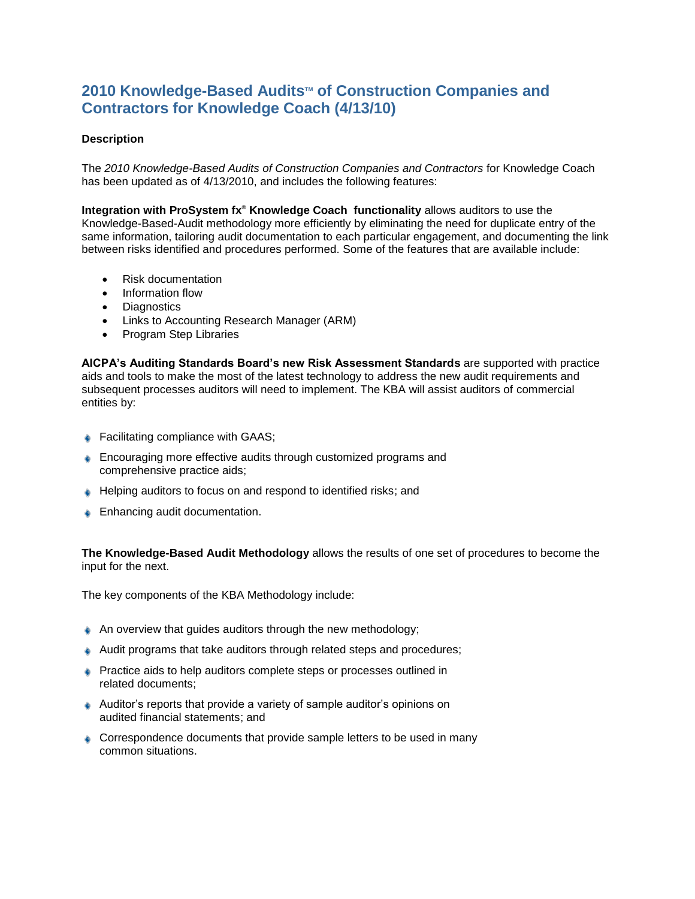# 2010 Knowledge-Based Audits™ of Construction Companies and Contractors for Knowledge Coach (4/13/10)

**Description**

The *2010 Knowledge-Based Audits of Construction Companies and Contractors* for Knowledge Coach has been updated as of 4/13/2010, and includes the following features:

**Integration with ProSystem fx® Knowledge Coach functionality** allows auditors to use the Knowledge-Based-Audit methodology more efficiently by eliminating the need for duplicate entry of the same information, tailoring audit documentation to each particular engagement, and documenting the link between risks identified and procedures performed. Some of the features that are available include:

- Risk documentation
- Information flow
- Diagnostics
- Links to Accounting Research Manager (ARM)
- Program Step Libraries

**AICPA's Auditing Standards Board's new Risk Assessment Standards** are supported with practice aids and tools to make the most of the latest technology to address the new audit requirements and subsequent processes auditors will need to implement. The KBA will assist auditors of commercial entities by:

- Facilitating compliance with GAAS;
- Encouraging more effective audits through customized programs and comprehensive practice aids;
- Helping auditors to focus on and respond to identified risks; and
- Enhancing audit documentation.

**The Knowledge-Based Audit Methodology** allows the results of one set of procedures to become the input for the next.

The key components of the KBA Methodology include:

- An overview that guides auditors through the new methodology;
- Audit programs that take auditors through related steps and procedures;
- Practice aids to help auditors complete steps or processes outlined in related documents;
- Auditor's reports that provide a variety of sample auditor's opinions on audited financial statements; and
- Correspondence documents that provide sample letters to be used in many common situations.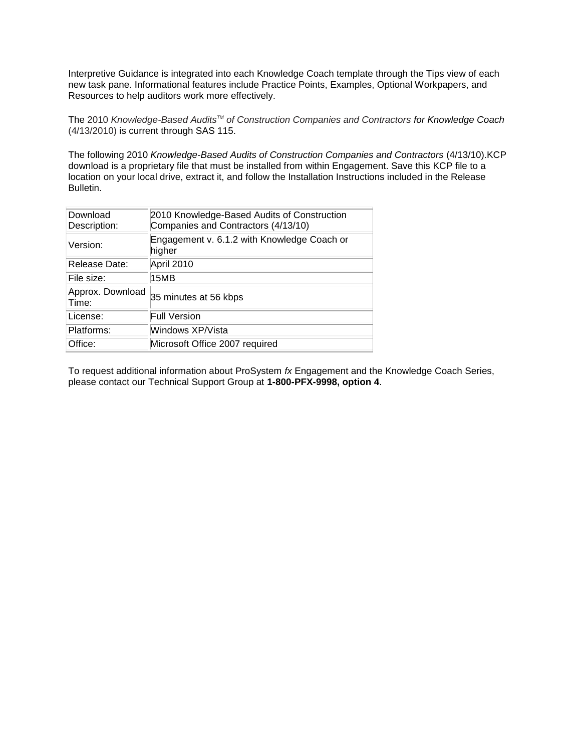Interpretive Guidance is integrated into each Knowledge Coach template through the Tips view of each new task pane. Informational features include Practice Points, Examples, Optional Workpapers, and Resources to help auditors work more effectively.

The 2010 *Knowledge-Based Audits™ of Construction Companies and Contractors for Knowledge Coach* (4/13/2010) is current through SAS 115.

The following 2010 *Knowledge-Based Audits of Construction Companies and Contractors* (4/13/10).KCP download is a proprietary file that must be installed from within Engagement. Save this KCP file to a location on your local drive, extract it, and follow the Installation Instructions included in the Release Bulletin.

| | |
|---|---|
| Download Description: | 2010 Knowledge-Based Audits of Construction Companies and Contractors (4/13/10) |
| Version: | Engagement v. 6.1.2 with Knowledge Coach or higher |
| Release Date: | April 2010 |
| File size: | 15MB |
| Approx. Download Time: | 35 minutes at 56 kbps |
| License: | Full Version |
| Platforms: | Windows XP/Vista |
| Office: | Microsoft Office 2007 required |

To request additional information about ProSystem *fx* Engagement and the Knowledge Coach Series, please contact our Technical Support Group at **1-800-PFX-9998, option 4**.